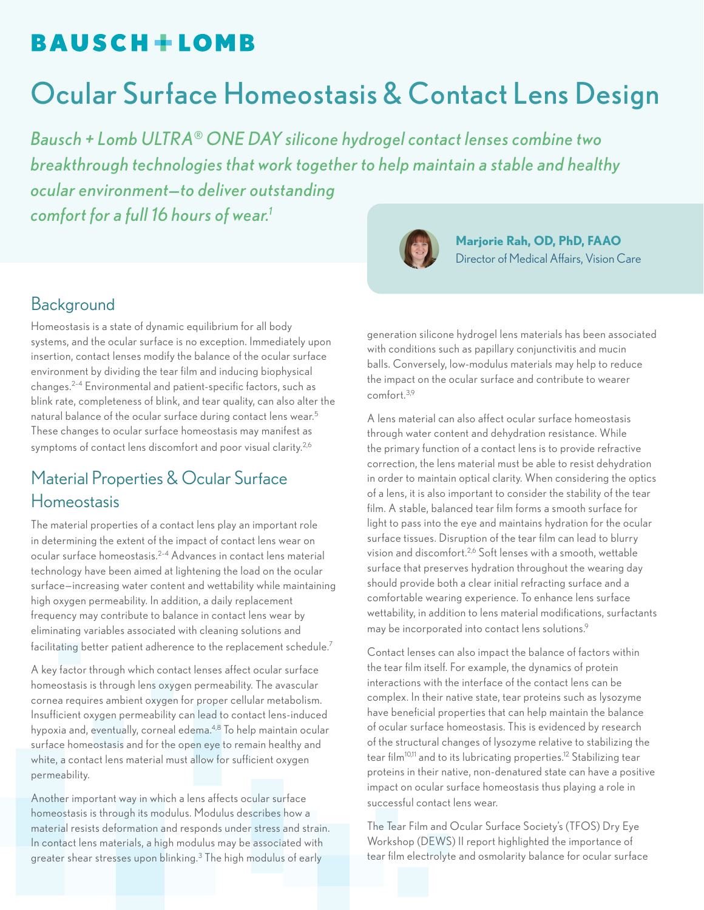BAUSCH + LOMB

# Ocular Surface Homeostasis & Contact Lens Design

*Bausch + Lomb ULTRA® ONE DAY silicone hydrogel contact lenses combine two breakthrough technologies that work together to help maintain a stable and healthy ocular environment—to deliver outstanding comfort for a full 16 hours of wear.[1]*

**Marjorie Rah, OD, PhD, FAAO**
Director of Medical Affairs, Vision Care

## Background

Homeostasis is a state of dynamic equilibrium for all body systems, and the ocular surface is no exception. Immediately upon insertion, contact lenses modify the balance of the ocular surface environment by dividing the tear film and inducing biophysical changes.[2-4] Environmental and patient-specific factors, such as blink rate, completeness of blink, and tear quality, can also alter the natural balance of the ocular surface during contact lens wear.[5] These changes to ocular surface homeostasis may manifest as symptoms of contact lens discomfort and poor visual clarity.[2,6]

## Material Properties & Ocular Surface Homeostasis

The material properties of a contact lens play an important role in determining the extent of the impact of contact lens wear on ocular surface homeostasis.[2-4] Advances in contact lens material technology have been aimed at lightening the load on the ocular surface—increasing water content and wettability while maintaining high oxygen permeability. In addition, a daily replacement frequency may contribute to balance in contact lens wear by eliminating variables associated with cleaning solutions and facilitating better patient adherence to the replacement schedule.[7]

A key factor through which contact lenses affect ocular surface homeostasis is through lens oxygen permeability. The avascular cornea requires ambient oxygen for proper cellular metabolism. Insufficient oxygen permeability can lead to contact lens-induced hypoxia and, eventually, corneal edema.[4,8] To help maintain ocular surface homeostasis and for the open eye to remain healthy and white, a contact lens material must allow for sufficient oxygen permeability.

Another important way in which a lens affects ocular surface homeostasis is through its modulus. Modulus describes how a material resists deformation and responds under stress and strain. In contact lens materials, a high modulus may be associated with greater shear stresses upon blinking.[3] The high modulus of early generation silicone hydrogel lens materials has been associated with conditions such as papillary conjunctivitis and mucin balls. Conversely, low-modulus materials may help to reduce the impact on the ocular surface and contribute to wearer comfort.[3,9]

A lens material can also affect ocular surface homeostasis through water content and dehydration resistance. While the primary function of a contact lens is to provide refractive correction, the lens material must be able to resist dehydration in order to maintain optical clarity. When considering the optics of a lens, it is also important to consider the stability of the tear film. A stable, balanced tear film forms a smooth surface for light to pass into the eye and maintains hydration for the ocular surface tissues. Disruption of the tear film can lead to blurry vision and discomfort.[2,6] Soft lenses with a smooth, wettable surface that preserves hydration throughout the wearing day should provide both a clear initial refracting surface and a comfortable wearing experience. To enhance lens surface wettability, in addition to lens material modifications, surfactants may be incorporated into contact lens solutions.[9]

Contact lenses can also impact the balance of factors within the tear film itself. For example, the dynamics of protein interactions with the interface of the contact lens can be complex. In their native state, tear proteins such as lysozyme have beneficial properties that can help maintain the balance of ocular surface homeostasis. This is evidenced by research of the structural changes of lysozyme relative to stabilizing the tear film[10,11] and to its lubricating properties.[12] Stabilizing tear proteins in their native, non-denatured state can have a positive impact on ocular surface homeostasis thus playing a role in successful contact lens wear.

The Tear Film and Ocular Surface Society's (TFOS) Dry Eye Workshop (DEWS) II report highlighted the importance of tear film electrolyte and osmolarity balance for ocular surface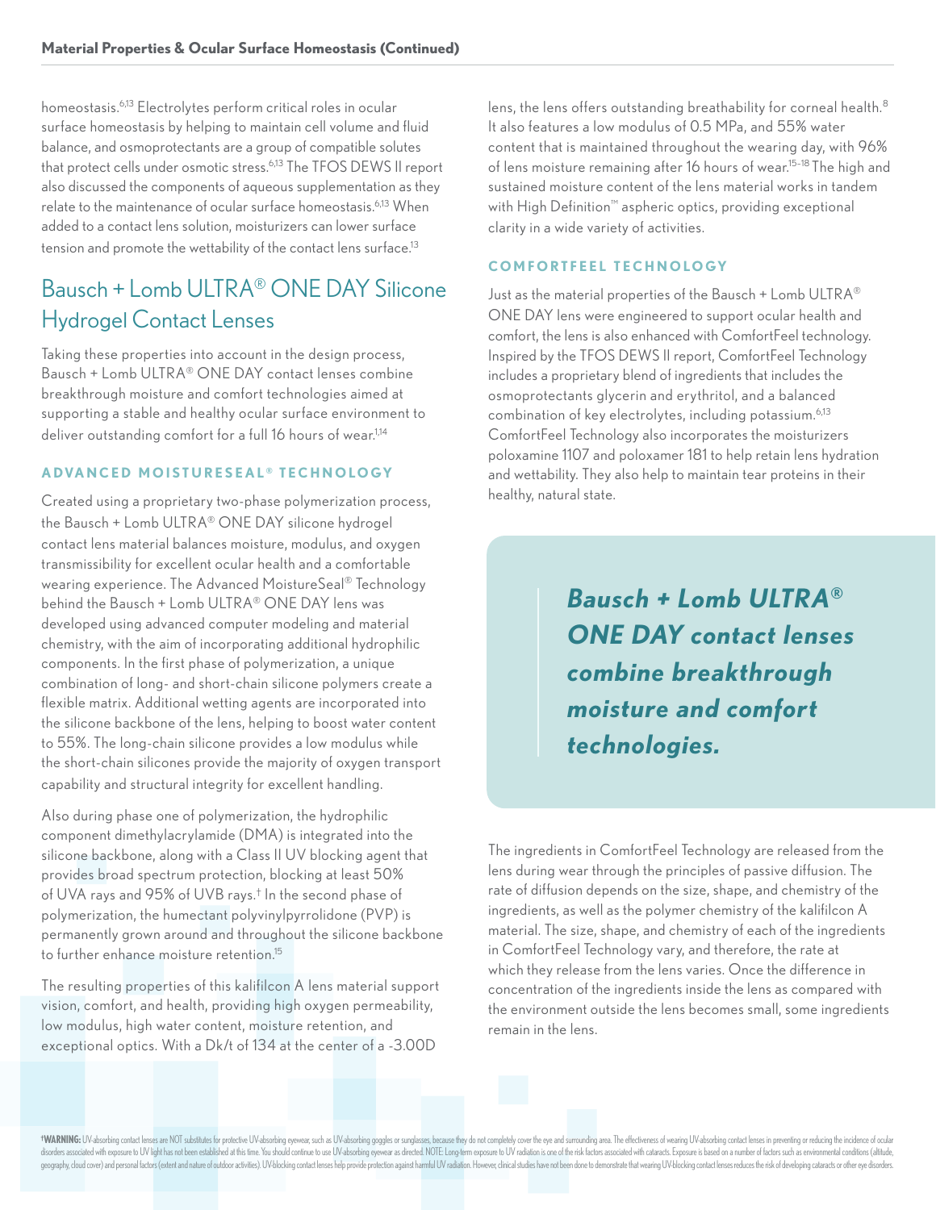homeostasis.[6,13] Electrolytes perform critical roles in ocular surface homeostasis by helping to maintain cell volume and fluid balance, and osmoprotectants are a group of compatible solutes that protect cells under osmotic stress.[6,13] The TFOS DEWS II report also discussed the components of aqueous supplementation as they relate to the maintenance of ocular surface homeostasis.[6,13] When added to a contact lens solution, moisturizers can lower surface tension and promote the wettability of the contact lens surface.[13]

## Bausch + Lomb ULTRA® ONE DAY Silicone Hydrogel Contact Lenses

Taking these properties into account in the design process, Bausch + Lomb ULTRA® ONE DAY contact lenses combine breakthrough moisture and comfort technologies aimed at supporting a stable and healthy ocular surface environment to deliver outstanding comfort for a full 16 hours of wear.[1,14]

### ADVANCED MOISTURESEAL® TECHNOLOGY

Created using a proprietary two-phase polymerization process, the Bausch + Lomb ULTRA® ONE DAY silicone hydrogel contact lens material balances moisture, modulus, and oxygen transmissibility for excellent ocular health and a comfortable wearing experience. The Advanced MoistureSeal® Technology behind the Bausch + Lomb ULTRA® ONE DAY lens was developed using advanced computer modeling and material chemistry, with the aim of incorporating additional hydrophilic components. In the first phase of polymerization, a unique combination of long- and short-chain silicone polymers create a flexible matrix. Additional wetting agents are incorporated into the silicone backbone of the lens, helping to boost water content to 55%. The long-chain silicone provides a low modulus while the short-chain silicones provide the majority of oxygen transport capability and structural integrity for excellent handling.

Also during phase one of polymerization, the hydrophilic component dimethylacrylamide (DMA) is integrated into the silicone backbone, along with a Class II UV blocking agent that provides broad spectrum protection, blocking at least 50% of UVA rays and 95% of UVB rays.[†] In the second phase of polymerization, the humectant polyvinylpyrrolidone (PVP) is permanently grown around and throughout the silicone backbone to further enhance moisture retention.[15]

The resulting properties of this kalifilcon A lens material support vision, comfort, and health, providing high oxygen permeability, low modulus, high water content, moisture retention, and exceptional optics. With a Dk/t of 134 at the center of a -3.00D lens, the lens offers outstanding breathability for corneal health.[8] It also features a low modulus of 0.5 MPa, and 55% water content that is maintained throughout the wearing day, with 96% of lens moisture remaining after 16 hours of wear.[15-18] The high and sustained moisture content of the lens material works in tandem with High Definition™ aspheric optics, providing exceptional clarity in a wide variety of activities.

### COMFORTFEEL TECHNOLOGY

Just as the material properties of the Bausch + Lomb ULTRA® ONE DAY lens were engineered to support ocular health and comfort, the lens is also enhanced with ComfortFeel technology. Inspired by the TFOS DEWS II report, ComfortFeel Technology includes a proprietary blend of ingredients that includes the osmoprotectants glycerin and erythritol, and a balanced combination of key electrolytes, including potassium.[6,13] ComfortFeel Technology also incorporates the moisturizers poloxamine 1107 and poloxamer 181 to help retain lens hydration and wettability. They also help to maintain tear proteins in their healthy, natural state.

> ***Bausch + Lomb ULTRA® ONE DAY contact lenses combine breakthrough moisture and comfort technologies.***

The ingredients in ComfortFeel Technology are released from the lens during wear through the principles of passive diffusion. The rate of diffusion depends on the size, shape, and chemistry of the ingredients, as well as the polymer chemistry of the kalifilcon A material. The size, shape, and chemistry of each of the ingredients in ComfortFeel Technology vary, and therefore, the rate at which they release from the lens varies. Once the difference in concentration of the ingredients inside the lens as compared with the environment outside the lens becomes small, some ingredients remain in the lens.

[†]**WARNING:** UV-absorbing contact lenses are NOT substitutes for protective UV-absorbing eyewear, such as UV-absorbing goggles or sunglasses, because they do not completely cover the eye and surrounding area. The effectiveness of wearing UV-absorbing contact lenses in preventing or reducing the incidence of ocular disorders associated with exposure to UV light has not been established at this time. You should continue to use UV-absorbing eyewear as directed. NOTE: Long-term exposure to UV radiation is one of the risk factors associated with cataracts. Exposure is based on a number of factors such as environmental conditions (altitude, geography, cloud cover) and personal factors (extent and nature of outdoor activities). UV-blocking contact lenses help provide protection against harmful UV radiation. However, clinical studies have not been done to demonstrate that wearing UV-blocking contact lenses reduces the risk of developing cataracts or other eye disorders.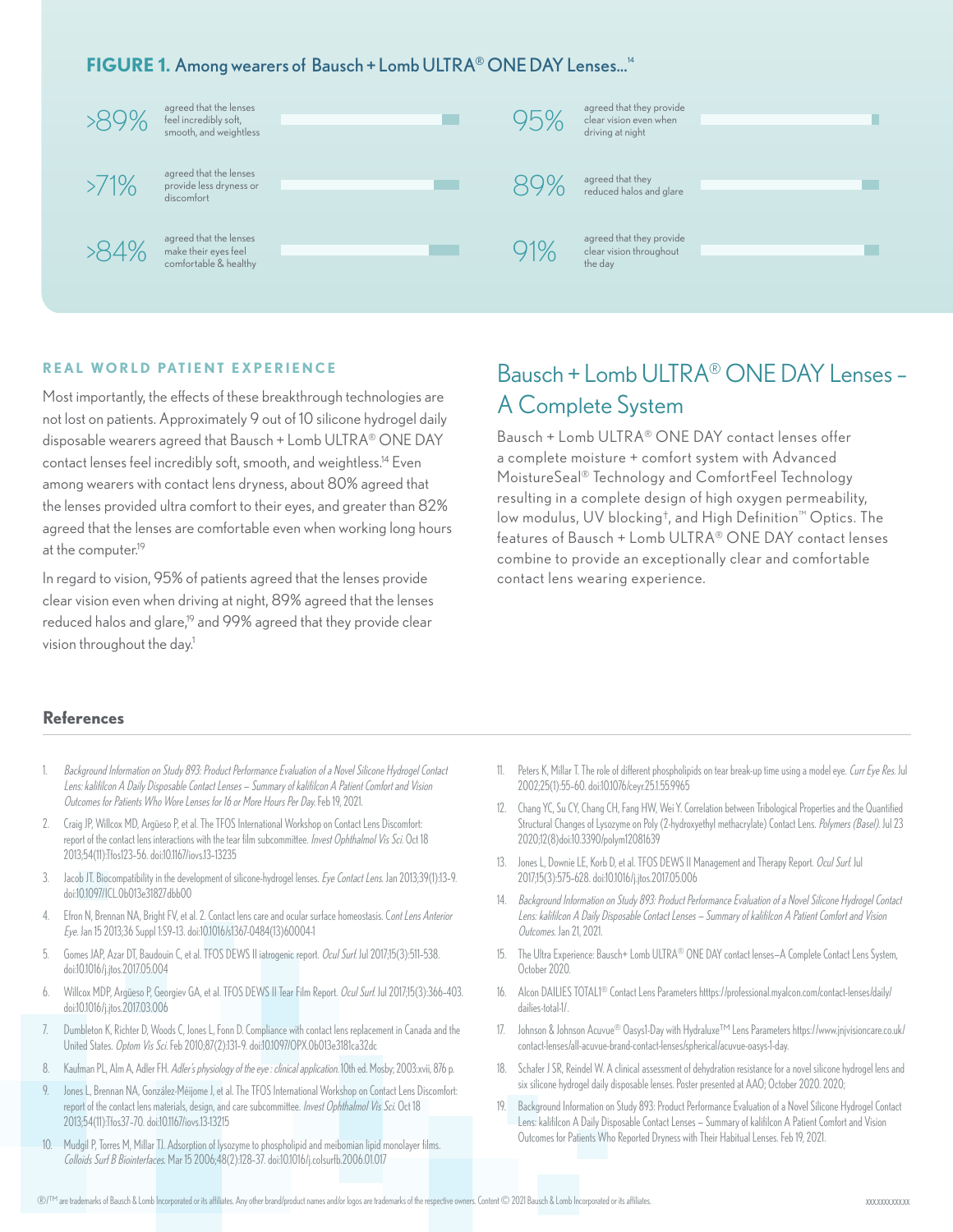**FIGURE 1.** Among wearers of Bausch + Lomb ULTRA® ONE DAY Lenses...[14]

>89% agreed that the lenses feel incredibly soft, smooth, and weightless

>71% agreed that the lenses provide less dryness or discomfort

>84% agreed that the lenses make their eyes feel comfortable & healthy

95% agreed that they provide clear vision even when driving at night

89% agreed that they reduced halos and glare

91% agreed that they provide clear vision throughout the day

## REAL WORLD PATIENT EXPERIENCE

Most importantly, the effects of these breakthrough technologies are not lost on patients. Approximately 9 out of 10 silicone hydrogel daily disposable wearers agreed that Bausch + Lomb ULTRA® ONE DAY contact lenses feel incredibly soft, smooth, and weightless.[14] Even among wearers with contact lens dryness, about 80% agreed that the lenses provided ultra comfort to their eyes, and greater than 82% agreed that the lenses are comfortable even when working long hours at the computer.[19]

In regard to vision, 95% of patients agreed that the lenses provide clear vision even when driving at night, 89% agreed that the lenses reduced halos and glare,[19] and 99% agreed that they provide clear vision throughout the day.[1]

## Bausch + Lomb ULTRA® ONE DAY Lenses – A Complete System

Bausch + Lomb ULTRA® ONE DAY contact lenses offer a complete moisture + comfort system with Advanced MoistureSeal® Technology and ComfortFeel Technology resulting in a complete design of high oxygen permeability, low modulus, UV blocking†, and High Definition™ Optics. The features of Bausch + Lomb ULTRA® ONE DAY contact lenses combine to provide an exceptionally clear and comfortable contact lens wearing experience.

## References

1. *Background Information on Study 893: Product Performance Evaluation of a Novel Silicone Hydrogel Contact Lens: kalifilcon A Daily Disposable Contact Lenses – Summary of kalifilcon A Patient Comfort and Vision Outcomes for Patients Who Wore Lenses for 16 or More Hours Per Day.* Feb 19, 2021.
2. Craig JP, Willcox MD, Argüeso P, et al. The TFOS International Workshop on Contact Lens Discomfort: report of the contact lens interactions with the tear film subcommittee. *Invest Ophthalmol Vis Sci.* Oct 18 2013;54(11):Tfos123-56. doi:10.1167/iovs.13-13235
3. Jacob JT. Biocompatibility in the development of silicone-hydrogel lenses. *Eye Contact Lens.* Jan 2013;39(1):13-9. doi:10.1097/ICL.0b013e31827dbb00
4. Efron N, Brennan NA, Bright FV, et al. 2. Contact lens care and ocular surface homeostasis. *Cont Lens Anterior Eye.* Jan 15 2013;36 Suppl 1:S9-13. doi:10.1016/s1367-0484(13)60004-1
5. Gomes JAP, Azar DT, Baudouin C, et al. TFOS DEWS II iatrogenic report. *Ocul Surf.* Jul 2017;15(3):511-538. doi:10.1016/j.jtos.2017.05.004
6. Willcox MDP, Argüeso P, Georgiev GA, et al. TFOS DEWS II Tear Film Report. *Ocul Surf.* Jul 2017;15(3):366-403. doi:10.1016/j.jtos.2017.03.006
7. Dumbleton K, Richter D, Woods C, Jones L, Fonn D. Compliance with contact lens replacement in Canada and the United States. *Optom Vis Sci.* Feb 2010;87(2):131-9. doi:10.1097/OPX.0b013e3181ca32dc
8. Kaufman PL, Alm A, Adler FH. *Adler's physiology of the eye : clinical application.* 10th ed. Mosby; 2003:xvii, 876 p.
9. Jones L, Brennan NA, González-Méijome J, et al. The TFOS International Workshop on Contact Lens Discomfort: report of the contact lens materials, design, and care subcommittee. *Invest Ophthalmol Vis Sci.* Oct 18 2013;54(11):Tfos37-70. doi:10.1167/iovs.13-13215
10. Mudgil P, Torres M, Millar TJ. Adsorption of lysozyme to phospholipid and meibomian lipid monolayer films. *Colloids Surf B Biointerfaces.* Mar 15 2006;48(2):128-37. doi:10.1016/j.colsurfb.2006.01.017
11. Peters K, Millar T. The role of different phospholipids on tear break-up time using a model eye. *Curr Eye Res.* Jul 2002;25(1):55-60. doi:10.1076/ceyr.25.1.55.9965
12. Chang YC, Su CY, Chang CH, Fang HW, Wei Y. Correlation between Tribological Properties and the Quantified Structural Changes of Lysozyme on Poly (2-hydroxyethyl methacrylate) Contact Lens. *Polymers (Basel).* Jul 23 2020;12(8)doi:10.3390/polym12081639
13. Jones L, Downie LE, Korb D, et al. TFOS DEWS II Management and Therapy Report. *Ocul Surf.* Jul 2017;15(3):575-628. doi:10.1016/j.jtos.2017.05.006
14. *Background Information on Study 893: Product Performance Evaluation of a Novel Silicone Hydrogel Contact Lens: kalifilcon A Daily Disposable Contact Lenses – Summary of kalifilcon A Patient Comfort and Vision Outcomes.* Jan 21, 2021.
15. The Ultra Experience: Bausch+ Lomb ULTRA® ONE DAY contact lenses–A Complete Contact Lens System, October 2020.
16. Alcon DAILIES TOTAL1® Contact Lens Parameters htttps://professional.myalcon.com/contact-lenses/daily/dailies-total-1/.
17. Johnson & Johnson Acuvue® Oasys1-Day with Hydraluxe™ Lens Parameters https://www.jnjvisioncare.co.uk/contact-lenses/all-acuvue-brand-contact-lenses/spherical/acuvue-oasys-1-day.
18. Schafer J SR, Reindel W. A clinical assessment of dehydration resistance for a novel silicone hydrogel lens and six silicone hydrogel daily disposable lenses. Poster presented at AAO; October 2020. 2020;
19. Background Information on Study 893: Product Performance Evaluation of a Novel Silicone Hydrogel Contact Lens: kalifilcon A Daily Disposable Contact Lenses – Summary of kalifilcon A Patient Comfort and Vision Outcomes for Patients Who Reported Dryness with Their Habitual Lenses. Feb 19, 2021.

®/™ are trademarks of Bausch & Lomb Incorporated or its affiliates. Any other brand/product names and/or logos are trademarks of the respective owners. Content © 2021 Bausch & Lomb Incorporated or its affiliates.